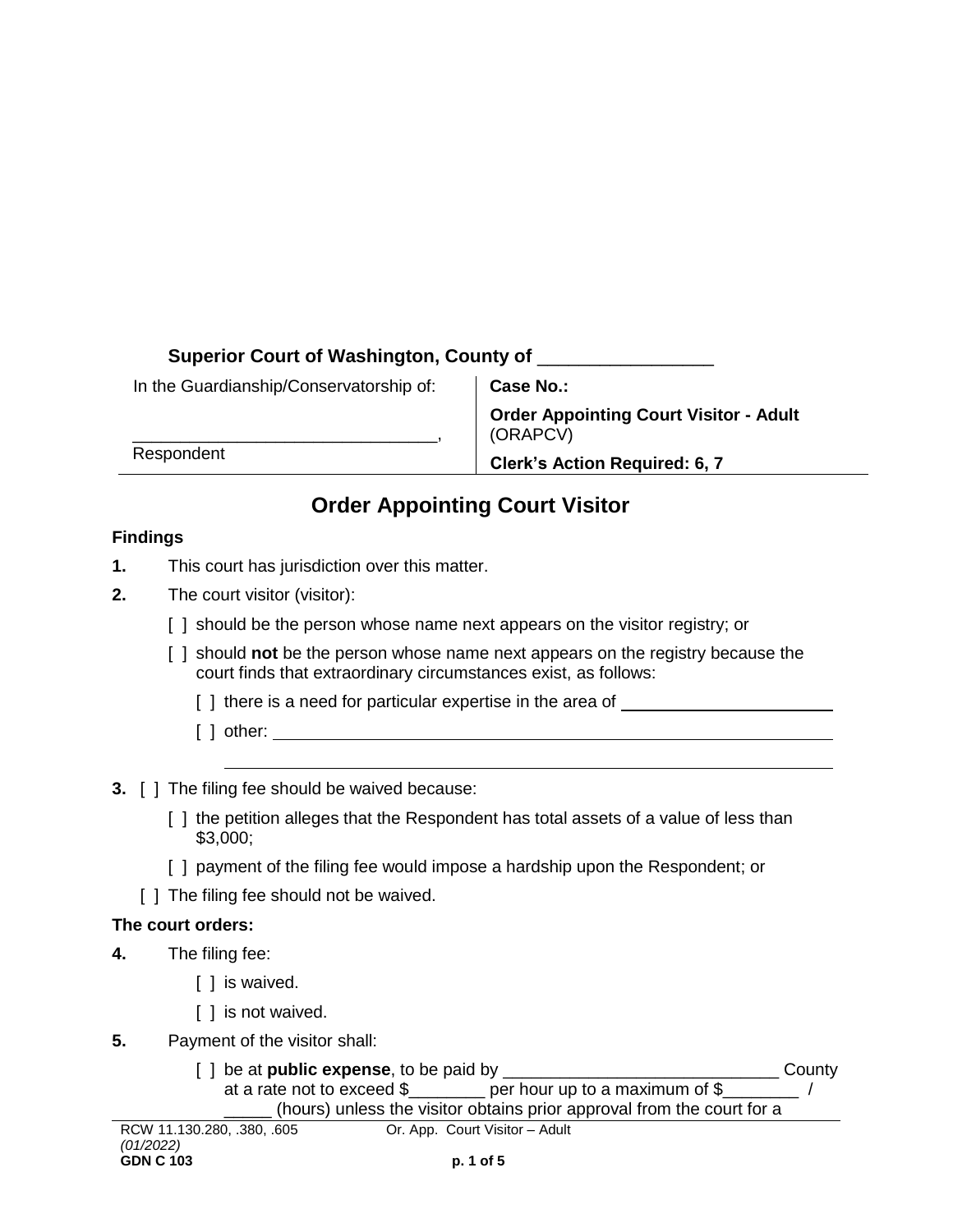**Superior Court of Washington, County of** _________________

| In the Guardianship/Conservatorship of: | **Case No.:** |
| --- | --- |
| _______________________________, Respondent | **Order Appointing Court Visitor - Adult** (ORAPCV) |
| | **Clerk's Action Required: 6, 7** |

## Order Appointing Court Visitor

### Findings

**1.** This court has jurisdiction over this matter.

**2.** The court visitor (visitor):

[ ] should be the person whose name next appears on the visitor registry; or

[ ] should **not** be the person whose name next appears on the registry because the court finds that extraordinary circumstances exist, as follows:

[ ] there is a need for particular expertise in the area of ______________________

[ ] other: ______________________________________________________________

______________________________________________________________

**3.** [ ] The filing fee should be waived because:

[ ] the petition alleges that the Respondent has total assets of a value of less than $3,000;

[ ] payment of the filing fee would impose a hardship upon the Respondent; or

[ ] The filing fee should not be waived.

### The court orders:

**4.** The filing fee:

[ ] is waived.

[ ] is not waived.

**5.** Payment of the visitor shall:

[ ] be at **public expense**, to be paid by _____________________________ County at a rate not to exceed $________ per hour up to a maximum of $________ / _____ (hours) unless the visitor obtains prior approval from the court for a

RCW 11.130.280, .380, .605
*(01/2022)*
**GDN C 103**
Or. App. Court Visitor – Adult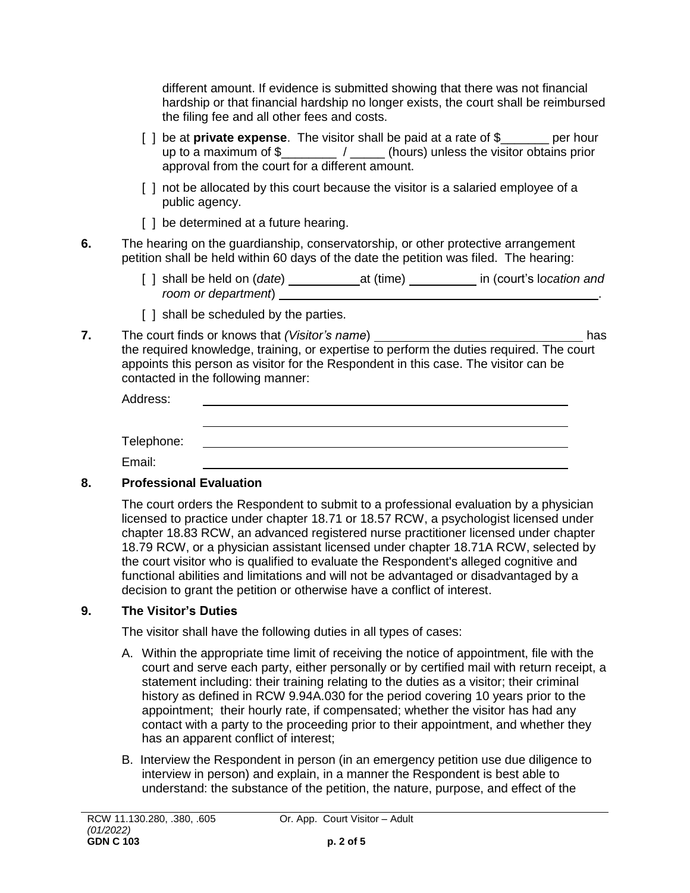different amount. If evidence is submitted showing that there was not financial hardship or that financial hardship no longer exists, the court shall be reimbursed the filing fee and all other fees and costs.

[ ] be at **private expense**. The visitor shall be paid at a rate of $_______ per hour up to a maximum of $________ / _____ (hours) unless the visitor obtains prior approval from the court for a different amount.

[ ] not be allocated by this court because the visitor is a salaried employee of a public agency.

[ ] be determined at a future hearing.

**6.** The hearing on the guardianship, conservatorship, or other protective arrangement petition shall be held within 60 days of the date the petition was filed. The hearing:

[ ] shall be held on (*date*) __________ at (time) __________ in (court's l*ocation and room or department*) ______________________________________________.

[ ] shall be scheduled by the parties.

**7.** The court finds or knows that *(Visitor's name*) ______________________________ has the required knowledge, training, or expertise to perform the duties required. The court appoints this person as visitor for the Respondent in this case. The visitor can be contacted in the following manner:

Address: ______________________________________________________

______________________________________________________

Telephone: ______________________________________________________

Email: ______________________________________________________

**8. Professional Evaluation**

The court orders the Respondent to submit to a professional evaluation by a physician licensed to practice under chapter 18.71 or 18.57 RCW, a psychologist licensed under chapter 18.83 RCW, an advanced registered nurse practitioner licensed under chapter 18.79 RCW, or a physician assistant licensed under chapter 18.71A RCW, selected by the court visitor who is qualified to evaluate the Respondent's alleged cognitive and functional abilities and limitations and will not be advantaged or disadvantaged by a decision to grant the petition or otherwise have a conflict of interest.

**9. The Visitor's Duties**

The visitor shall have the following duties in all types of cases:

A. Within the appropriate time limit of receiving the notice of appointment, file with the court and serve each party, either personally or by certified mail with return receipt, a statement including: their training relating to the duties as a visitor; their criminal history as defined in RCW 9.94A.030 for the period covering 10 years prior to the appointment; their hourly rate, if compensated; whether the visitor has had any contact with a party to the proceeding prior to their appointment, and whether they has an apparent conflict of interest;

B. Interview the Respondent in person (in an emergency petition use due diligence to interview in person) and explain, in a manner the Respondent is best able to understand: the substance of the petition, the nature, purpose, and effect of the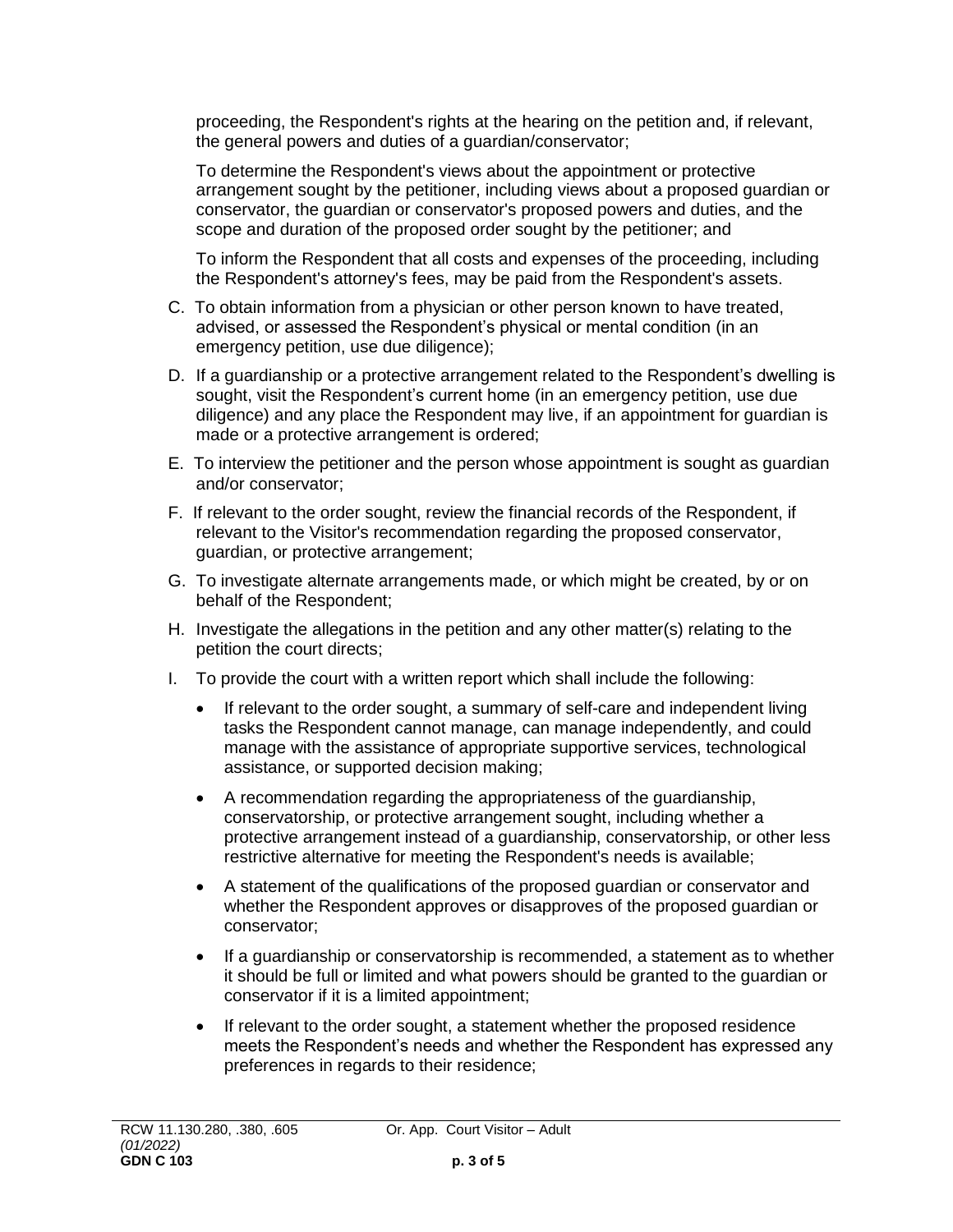proceeding, the Respondent's rights at the hearing on the petition and, if relevant, the general powers and duties of a guardian/conservator;

To determine the Respondent's views about the appointment or protective arrangement sought by the petitioner, including views about a proposed guardian or conservator, the guardian or conservator's proposed powers and duties, and the scope and duration of the proposed order sought by the petitioner; and

To inform the Respondent that all costs and expenses of the proceeding, including the Respondent's attorney's fees, may be paid from the Respondent's assets.

C. To obtain information from a physician or other person known to have treated, advised, or assessed the Respondent's physical or mental condition (in an emergency petition, use due diligence);

D. If a guardianship or a protective arrangement related to the Respondent's dwelling is sought, visit the Respondent's current home (in an emergency petition, use due diligence) and any place the Respondent may live, if an appointment for guardian is made or a protective arrangement is ordered;

E. To interview the petitioner and the person whose appointment is sought as guardian and/or conservator;

F. If relevant to the order sought, review the financial records of the Respondent, if relevant to the Visitor's recommendation regarding the proposed conservator, guardian, or protective arrangement;

G. To investigate alternate arrangements made, or which might be created, by or on behalf of the Respondent;

H. Investigate the allegations in the petition and any other matter(s) relating to the petition the court directs;

I. To provide the court with a written report which shall include the following:

- If relevant to the order sought, a summary of self-care and independent living tasks the Respondent cannot manage, can manage independently, and could manage with the assistance of appropriate supportive services, technological assistance, or supported decision making;
- A recommendation regarding the appropriateness of the guardianship, conservatorship, or protective arrangement sought, including whether a protective arrangement instead of a guardianship, conservatorship, or other less restrictive alternative for meeting the Respondent's needs is available;
- A statement of the qualifications of the proposed guardian or conservator and whether the Respondent approves or disapproves of the proposed guardian or conservator;
- If a guardianship or conservatorship is recommended, a statement as to whether it should be full or limited and what powers should be granted to the guardian or conservator if it is a limited appointment;
- If relevant to the order sought, a statement whether the proposed residence meets the Respondent's needs and whether the Respondent has expressed any preferences in regards to their residence;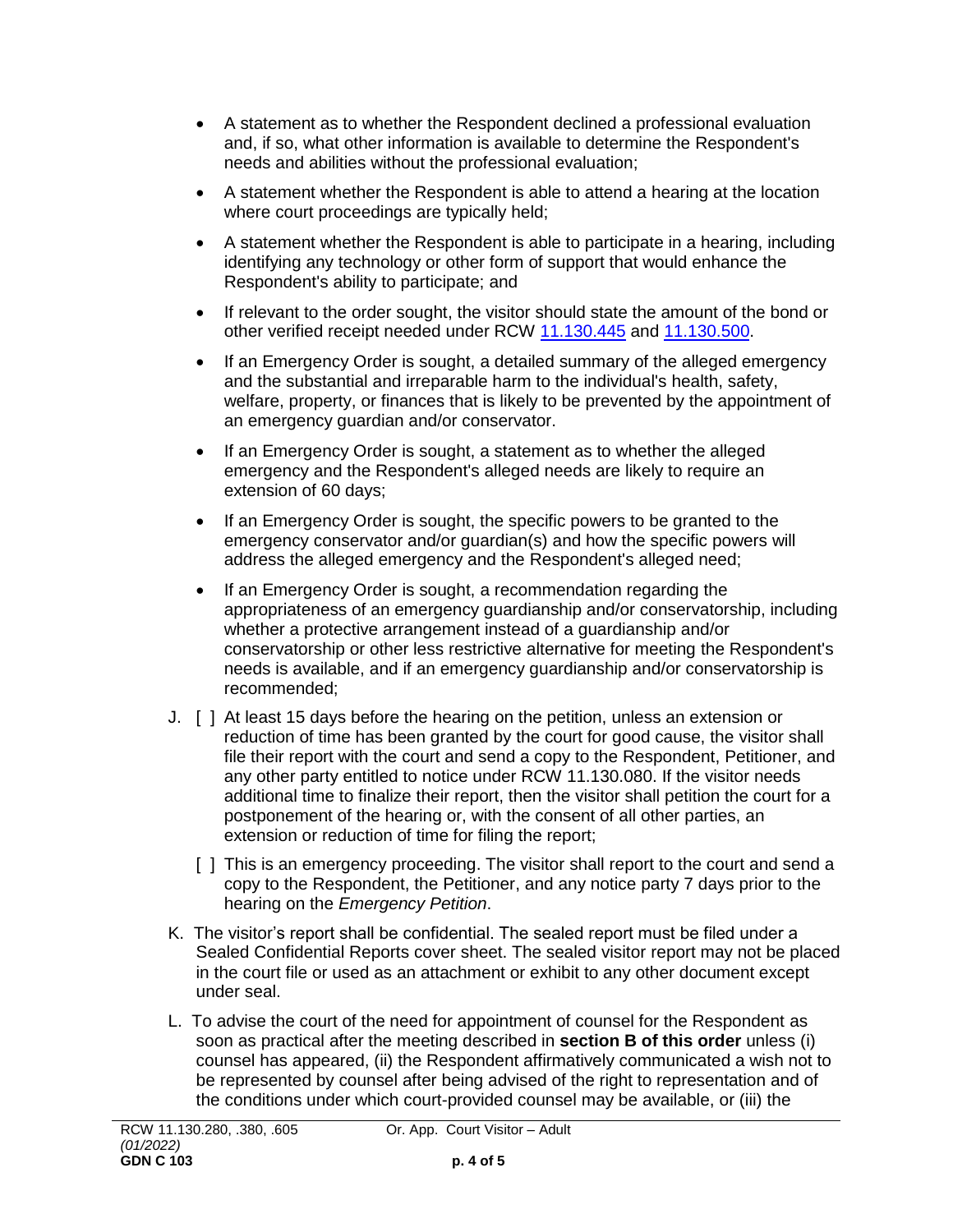- A statement as to whether the Respondent declined a professional evaluation and, if so, what other information is available to determine the Respondent's needs and abilities without the professional evaluation;
- A statement whether the Respondent is able to attend a hearing at the location where court proceedings are typically held;
- A statement whether the Respondent is able to participate in a hearing, including identifying any technology or other form of support that would enhance the Respondent's ability to participate; and
- If relevant to the order sought, the visitor should state the amount of the bond or other verified receipt needed under RCW 11.130.445 and 11.130.500.
- If an Emergency Order is sought, a detailed summary of the alleged emergency and the substantial and irreparable harm to the individual's health, safety, welfare, property, or finances that is likely to be prevented by the appointment of an emergency guardian and/or conservator.
- If an Emergency Order is sought, a statement as to whether the alleged emergency and the Respondent's alleged needs are likely to require an extension of 60 days;
- If an Emergency Order is sought, the specific powers to be granted to the emergency conservator and/or guardian(s) and how the specific powers will address the alleged emergency and the Respondent's alleged need;
- If an Emergency Order is sought, a recommendation regarding the appropriateness of an emergency guardianship and/or conservatorship, including whether a protective arrangement instead of a guardianship and/or conservatorship or other less restrictive alternative for meeting the Respondent's needs is available, and if an emergency guardianship and/or conservatorship is recommended;

J. [ ] At least 15 days before the hearing on the petition, unless an extension or reduction of time has been granted by the court for good cause, the visitor shall file their report with the court and send a copy to the Respondent, Petitioner, and any other party entitled to notice under RCW 11.130.080. If the visitor needs additional time to finalize their report, then the visitor shall petition the court for a postponement of the hearing or, with the consent of all other parties, an extension or reduction of time for filing the report;

[ ] This is an emergency proceeding. The visitor shall report to the court and send a copy to the Respondent, the Petitioner, and any notice party 7 days prior to the hearing on the *Emergency Petition*.

K. The visitor's report shall be confidential. The sealed report must be filed under a Sealed Confidential Reports cover sheet. The sealed visitor report may not be placed in the court file or used as an attachment or exhibit to any other document except under seal.

L. To advise the court of the need for appointment of counsel for the Respondent as soon as practical after the meeting described in **section B of this order** unless (i) counsel has appeared, (ii) the Respondent affirmatively communicated a wish not to be represented by counsel after being advised of the right to representation and of the conditions under which court-provided counsel may be available, or (iii) the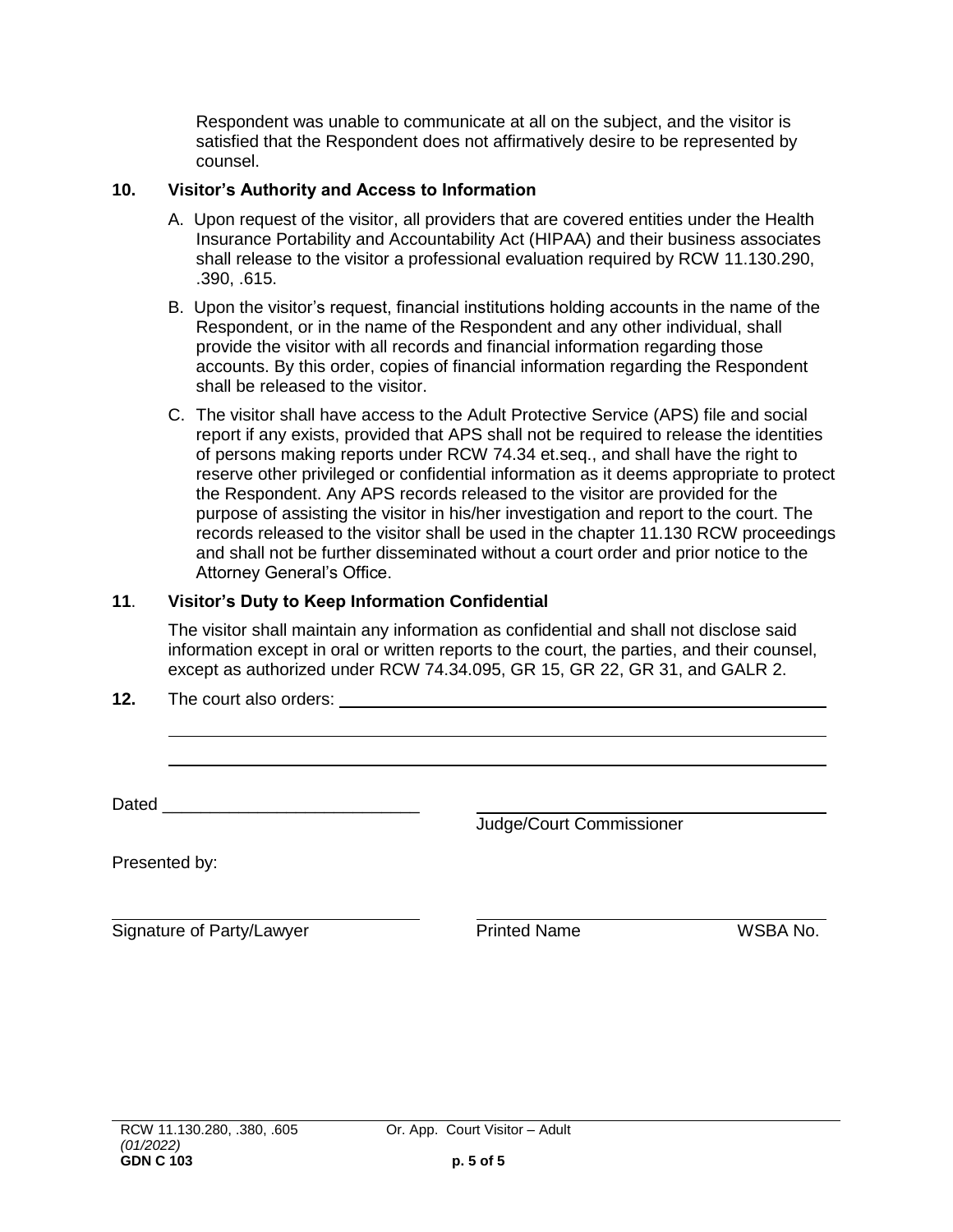Respondent was unable to communicate at all on the subject, and the visitor is satisfied that the Respondent does not affirmatively desire to be represented by counsel.

**10. Visitor's Authority and Access to Information**

A. Upon request of the visitor, all providers that are covered entities under the Health Insurance Portability and Accountability Act (HIPAA) and their business associates shall release to the visitor a professional evaluation required by RCW 11.130.290, .390, .615.

B. Upon the visitor's request, financial institutions holding accounts in the name of the Respondent, or in the name of the Respondent and any other individual, shall provide the visitor with all records and financial information regarding those accounts. By this order, copies of financial information regarding the Respondent shall be released to the visitor.

C. The visitor shall have access to the Adult Protective Service (APS) file and social report if any exists, provided that APS shall not be required to release the identities of persons making reports under RCW 74.34 et.seq., and shall have the right to reserve other privileged or confidential information as it deems appropriate to protect the Respondent. Any APS records released to the visitor are provided for the purpose of assisting the visitor in his/her investigation and report to the court. The records released to the visitor shall be used in the chapter 11.130 RCW proceedings and shall not be further disseminated without a court order and prior notice to the Attorney General's Office.

**11. Visitor's Duty to Keep Information Confidential**

The visitor shall maintain any information as confidential and shall not disclose said information except in oral or written reports to the court, the parties, and their counsel, except as authorized under RCW 74.34.095, GR 15, GR 22, GR 31, and GALR 2.

**12.** The court also orders: ______________________________________________

_______________________________________________________________

_______________________________________________________________

Dated ___________________________ ______________________________
Judge/Court Commissioner

Presented by:

______________________________ ______________________________
Signature of Party/Lawyer Printed Name WSBA No.